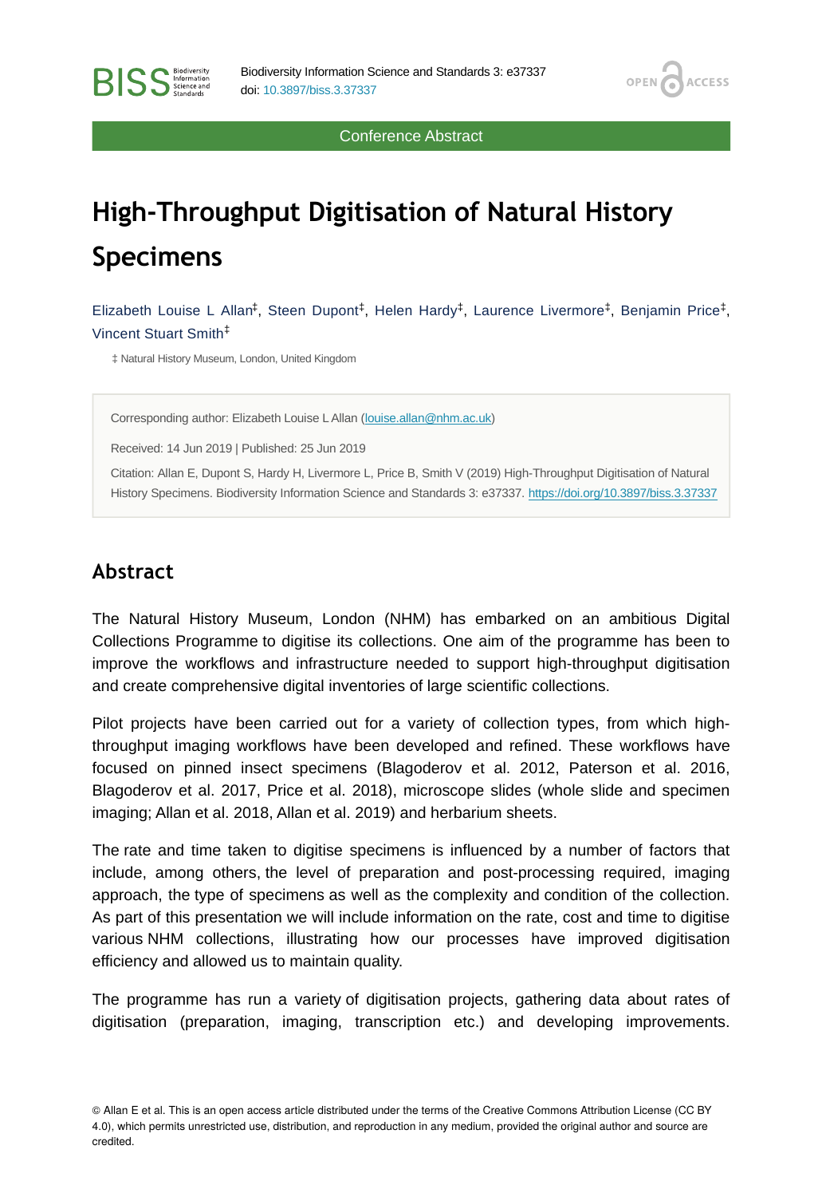# High-Throughput Digitisation of Natural History Specimens

Elizabeth Louise L Allan[‡], Steen Dupont[‡], Helen Hardy[‡], Laurence Livermore[‡], Benjamin Price[‡], Vincent Stuart Smith[‡]

‡ Natural History Museum, London, United Kingdom

Corresponding author: Elizabeth Louise L Allan (louise.allan@nhm.ac.uk)

Received: 14 Jun 2019 | Published: 25 Jun 2019

Citation: Allan E, Dupont S, Hardy H, Livermore L, Price B, Smith V (2019) High-Throughput Digitisation of Natural History Specimens. Biodiversity Information Science and Standards 3: e37337. https://doi.org/10.3897/biss.3.37337

## Abstract

The Natural History Museum, London (NHM) has embarked on an ambitious Digital Collections Programme to digitise its collections. One aim of the programme has been to improve the workflows and infrastructure needed to support high-throughput digitisation and create comprehensive digital inventories of large scientific collections.

Pilot projects have been carried out for a variety of collection types, from which high-throughput imaging workflows have been developed and refined. These workflows have focused on pinned insect specimens (Blagoderov et al. 2012, Paterson et al. 2016, Blagoderov et al. 2017, Price et al. 2018), microscope slides (whole slide and specimen imaging; Allan et al. 2018, Allan et al. 2019) and herbarium sheets.

The rate and time taken to digitise specimens is influenced by a number of factors that include, among others, the level of preparation and post-processing required, imaging approach, the type of specimens as well as the complexity and condition of the collection. As part of this presentation we will include information on the rate, cost and time to digitise various NHM collections, illustrating how our processes have improved digitisation efficiency and allowed us to maintain quality.

The programme has run a variety of digitisation projects, gathering data about rates of digitisation (preparation, imaging, transcription etc.) and developing improvements.

© Allan E et al. This is an open access article distributed under the terms of the Creative Commons Attribution License (CC BY 4.0), which permits unrestricted use, distribution, and reproduction in any medium, provided the original author and source are credited.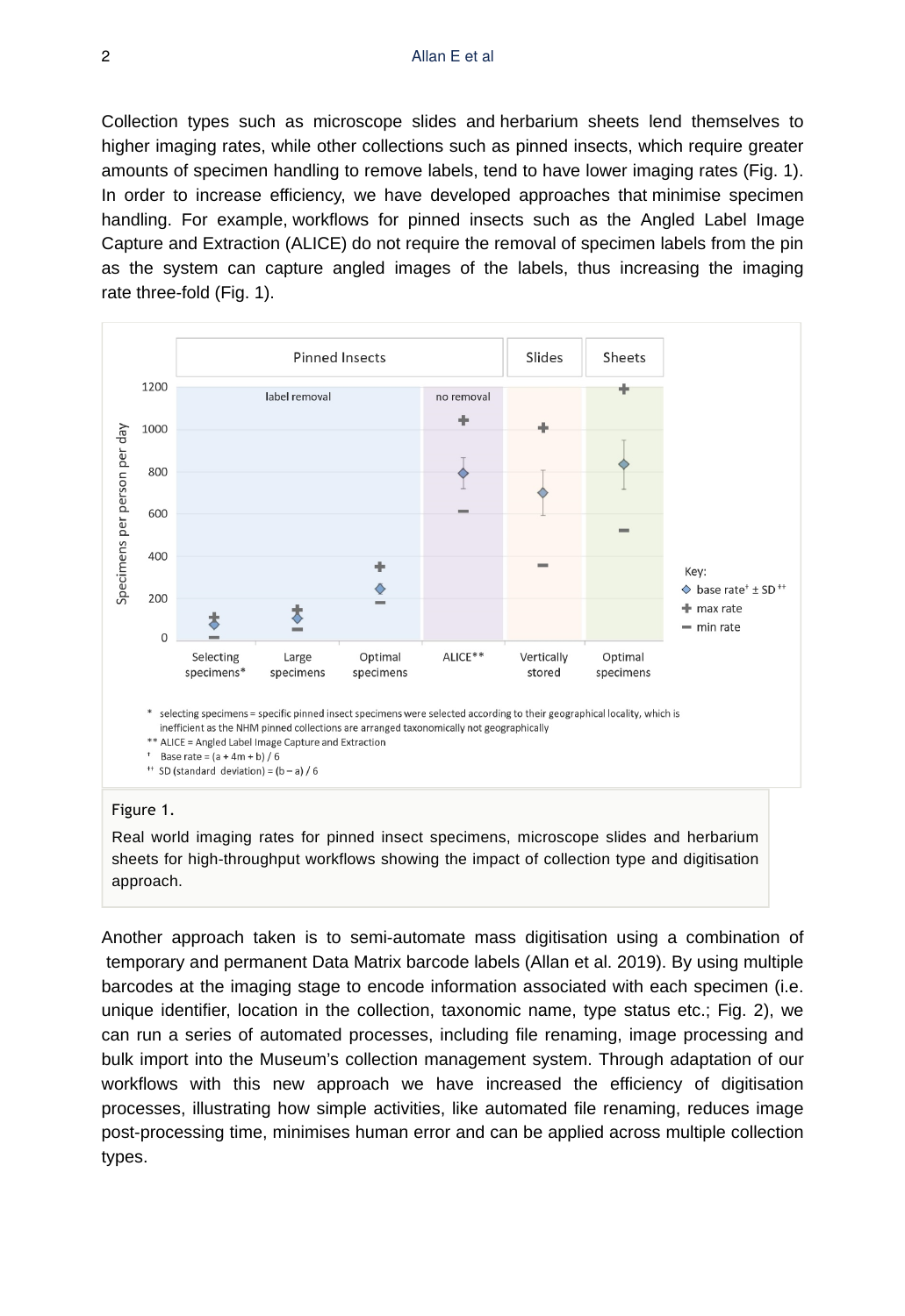Collection types such as microscope slides and herbarium sheets lend themselves to higher imaging rates, while other collections such as pinned insects, which require greater amounts of specimen handling to remove labels, tend to have lower imaging rates (Fig. 1). In order to increase efficiency, we have developed approaches that minimise specimen handling. For example, workflows for pinned insects such as the Angled Label Image Capture and Extraction (ALICE) do not require the removal of specimen labels from the pin as the system can capture angled images of the labels, thus increasing the imaging rate three-fold (Fig. 1).

\* selecting specimens = specific pinned insect specimens were selected according to their geographical locality, which is inefficient as the NHM pinned collections are arranged taxonomically not geographically
\*\* ALICE = Angled Label Image Capture and Extraction
† Base rate = (a + 4m + b) / 6
†† SD (standard deviation) = (b – a) / 6

Figure 1.

Real world imaging rates for pinned insect specimens, microscope slides and herbarium sheets for high-throughput workflows showing the impact of collection type and digitisation approach.

Another approach taken is to semi-automate mass digitisation using a combination of temporary and permanent Data Matrix barcode labels (Allan et al. 2019). By using multiple barcodes at the imaging stage to encode information associated with each specimen (i.e. unique identifier, location in the collection, taxonomic name, type status etc.; Fig. 2), we can run a series of automated processes, including file renaming, image processing and bulk import into the Museum's collection management system. Through adaptation of our workflows with this new approach we have increased the efficiency of digitisation processes, illustrating how simple activities, like automated file renaming, reduces image post-processing time, minimises human error and can be applied across multiple collection types.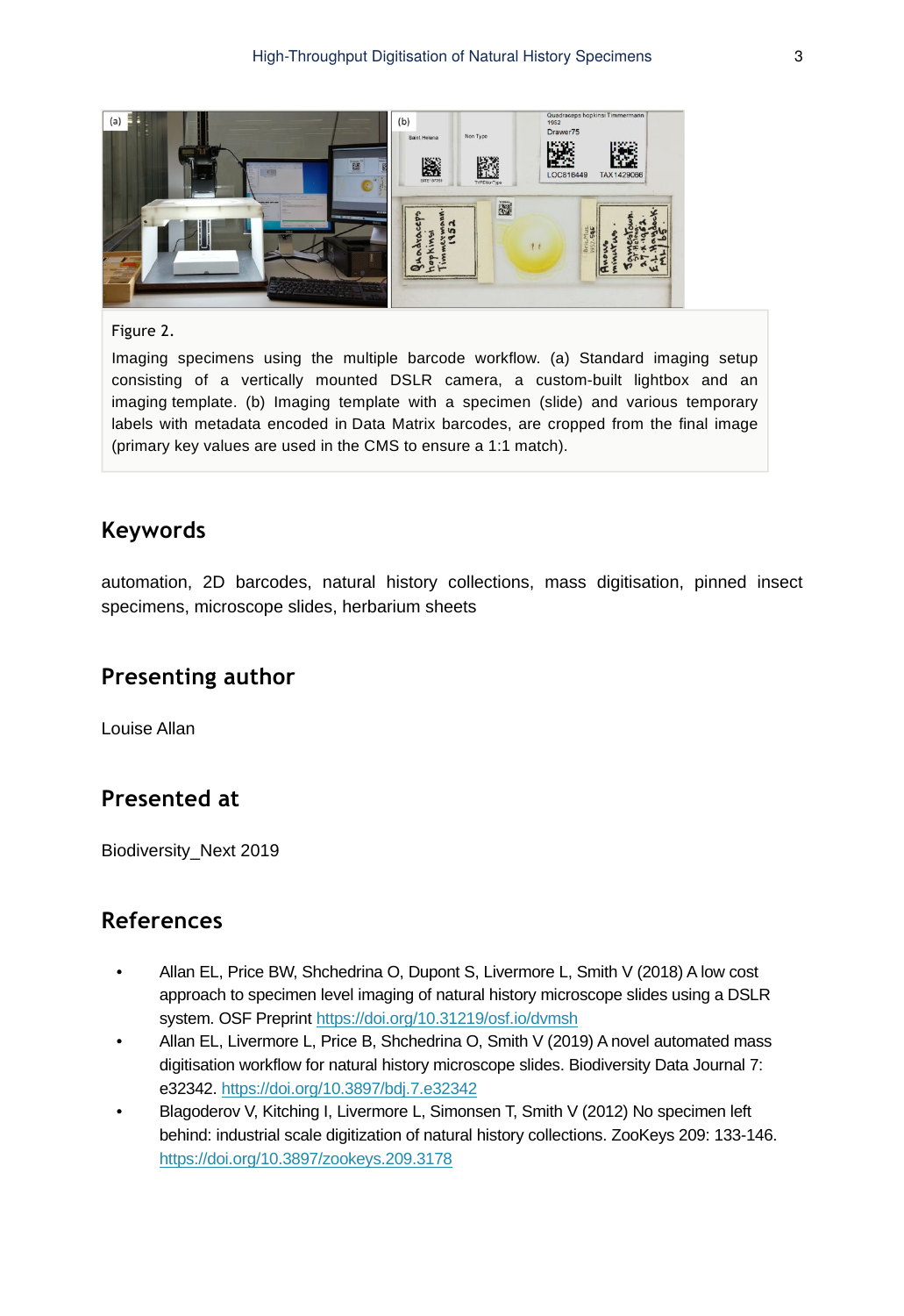Figure 2.

Imaging specimens using the multiple barcode workflow. (a) Standard imaging setup consisting of a vertically mounted DSLR camera, a custom-built lightbox and an imaging template. (b) Imaging template with a specimen (slide) and various temporary labels with metadata encoded in Data Matrix barcodes, are cropped from the final image (primary key values are used in the CMS to ensure a 1:1 match).

## Keywords

automation, 2D barcodes, natural history collections, mass digitisation, pinned insect specimens, microscope slides, herbarium sheets

## Presenting author

Louise Allan

## Presented at

Biodiversity_Next 2019

## References

- Allan EL, Price BW, Shchedrina O, Dupont S, Livermore L, Smith V (2018) A low cost approach to specimen level imaging of natural history microscope slides using a DSLR system. OSF Preprint https://doi.org/10.31219/osf.io/dvmsh
- Allan EL, Livermore L, Price B, Shchedrina O, Smith V (2019) A novel automated mass digitisation workflow for natural history microscope slides. Biodiversity Data Journal 7: e32342. https://doi.org/10.3897/bdj.7.e32342
- Blagoderov V, Kitching I, Livermore L, Simonsen T, Smith V (2012) No specimen left behind: industrial scale digitization of natural history collections. ZooKeys 209: 133-146. https://doi.org/10.3897/zookeys.209.3178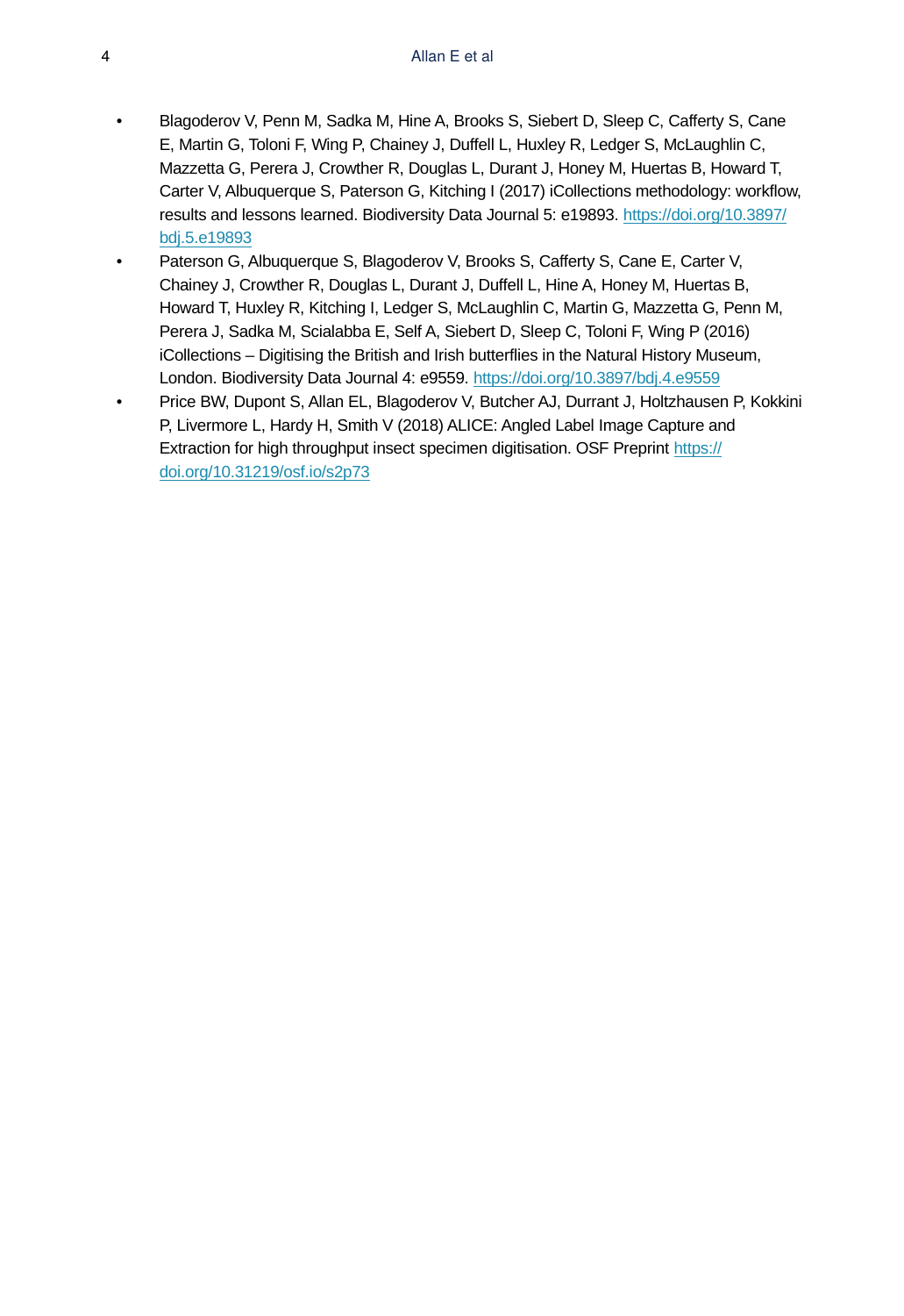- Blagoderov V, Penn M, Sadka M, Hine A, Brooks S, Siebert D, Sleep C, Cafferty S, Cane E, Martin G, Toloni F, Wing P, Chainey J, Duffell L, Huxley R, Ledger S, McLaughlin C, Mazzetta G, Perera J, Crowther R, Douglas L, Durant J, Honey M, Huertas B, Howard T, Carter V, Albuquerque S, Paterson G, Kitching I (2017) iCollections methodology: workflow, results and lessons learned. Biodiversity Data Journal 5: e19893. https://doi.org/10.3897/bdj.5.e19893
- Paterson G, Albuquerque S, Blagoderov V, Brooks S, Cafferty S, Cane E, Carter V, Chainey J, Crowther R, Douglas L, Durant J, Duffell L, Hine A, Honey M, Huertas B, Howard T, Huxley R, Kitching I, Ledger S, McLaughlin C, Martin G, Mazzetta G, Penn M, Perera J, Sadka M, Scialabba E, Self A, Siebert D, Sleep C, Toloni F, Wing P (2016) iCollections – Digitising the British and Irish butterflies in the Natural History Museum, London. Biodiversity Data Journal 4: e9559. https://doi.org/10.3897/bdj.4.e9559
- Price BW, Dupont S, Allan EL, Blagoderov V, Butcher AJ, Durrant J, Holtzhausen P, Kokkini P, Livermore L, Hardy H, Smith V (2018) ALICE: Angled Label Image Capture and Extraction for high throughput insect specimen digitisation. OSF Preprint https://doi.org/10.31219/osf.io/s2p73